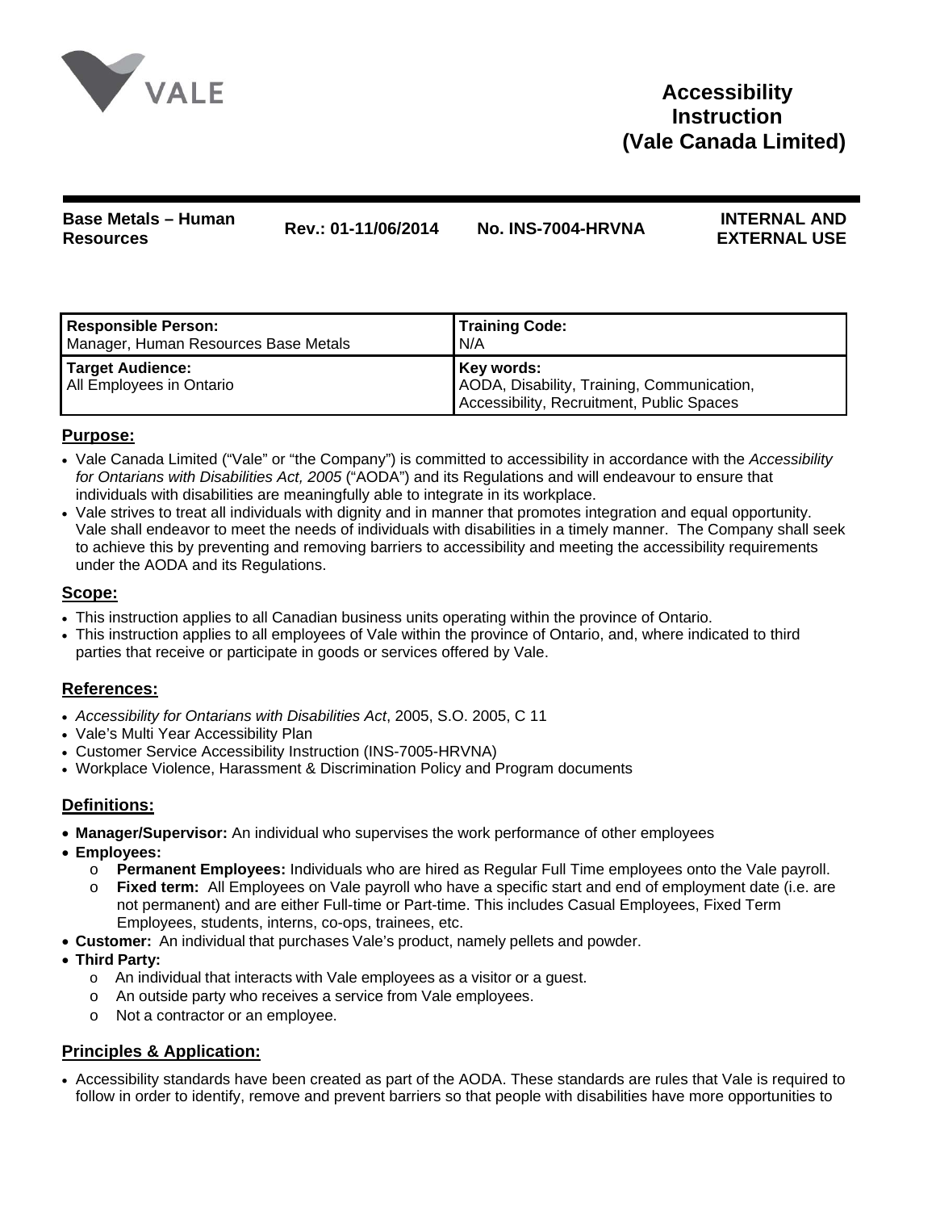# Accessibility Instruction (Vale Canada Limited)

| Base Metals – Human Resources | Rev.: 01-11/06/2014 | No. INS-7004-HRVNA | INTERNAL AND EXTERNAL USE |
|---|---|---|---|

| **Responsible Person:** Manager, Human Resources Base Metals | **Training Code:** N/A |
|---|---|
| **Target Audience:** All Employees in Ontario | **Key words:** AODA, Disability, Training, Communication, Accessibility, Recruitment, Public Spaces |

## Purpose:

- Vale Canada Limited ("Vale" or "the Company") is committed to accessibility in accordance with the *Accessibility for Ontarians with Disabilities Act, 2005* ("AODA") and its Regulations and will endeavour to ensure that individuals with disabilities are meaningfully able to integrate in its workplace.
- Vale strives to treat all individuals with dignity and in manner that promotes integration and equal opportunity. Vale shall endeavor to meet the needs of individuals with disabilities in a timely manner. The Company shall seek to achieve this by preventing and removing barriers to accessibility and meeting the accessibility requirements under the AODA and its Regulations.

## Scope:

- This instruction applies to all Canadian business units operating within the province of Ontario.
- This instruction applies to all employees of Vale within the province of Ontario, and, where indicated to third parties that receive or participate in goods or services offered by Vale.

## References:

- *Accessibility for Ontarians with Disabilities Act*, 2005, S.O. 2005, C 11
- Vale's Multi Year Accessibility Plan
- Customer Service Accessibility Instruction (INS-7005-HRVNA)
- Workplace Violence, Harassment & Discrimination Policy and Program documents

## Definitions:

- **Manager/Supervisor:** An individual who supervises the work performance of other employees
- **Employees:**
  - **Permanent Employees:** Individuals who are hired as Regular Full Time employees onto the Vale payroll.
  - **Fixed term:** All Employees on Vale payroll who have a specific start and end of employment date (i.e. are not permanent) and are either Full-time or Part-time. This includes Casual Employees, Fixed Term Employees, students, interns, co-ops, trainees, etc.
- **Customer:** An individual that purchases Vale's product, namely pellets and powder.
- **Third Party:**
  - An individual that interacts with Vale employees as a visitor or a guest.
  - An outside party who receives a service from Vale employees.
  - Not a contractor or an employee.

## Principles & Application:

- Accessibility standards have been created as part of the AODA. These standards are rules that Vale is required to follow in order to identify, remove and prevent barriers so that people with disabilities have more opportunities to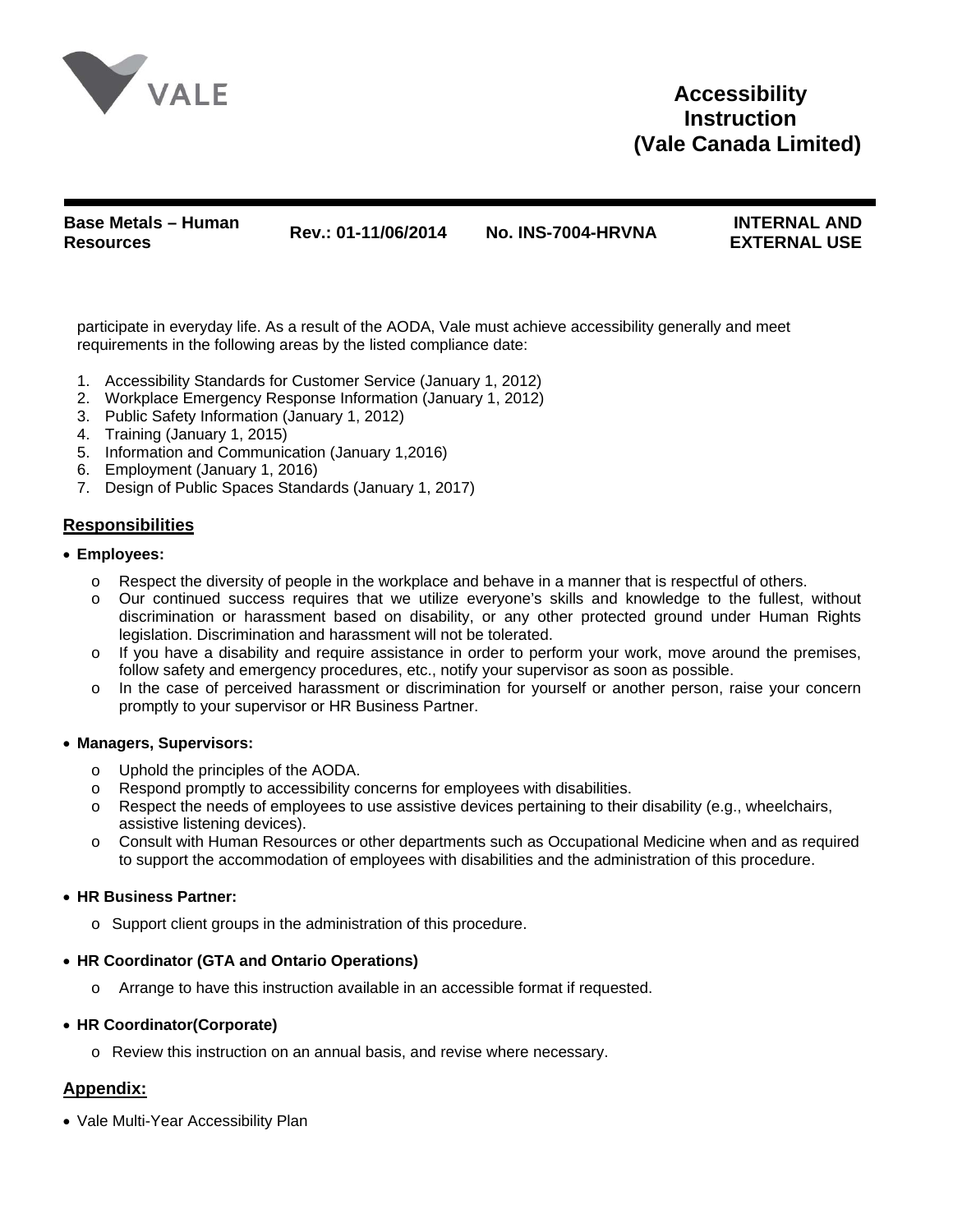participate in everyday life. As a result of the AODA, Vale must achieve accessibility generally and meet requirements in the following areas by the listed compliance date:

1. Accessibility Standards for Customer Service (January 1, 2012)
2. Workplace Emergency Response Information (January 1, 2012)
3. Public Safety Information (January 1, 2012)
4. Training (January 1, 2015)
5. Information and Communication (January 1,2016)
6. Employment (January 1, 2016)
7. Design of Public Spaces Standards (January 1, 2017)

## Responsibilities

- **Employees:**
  - Respect the diversity of people in the workplace and behave in a manner that is respectful of others.
  - Our continued success requires that we utilize everyone's skills and knowledge to the fullest, without discrimination or harassment based on disability, or any other protected ground under Human Rights legislation. Discrimination and harassment will not be tolerated.
  - If you have a disability and require assistance in order to perform your work, move around the premises, follow safety and emergency procedures, etc., notify your supervisor as soon as possible.
  - In the case of perceived harassment or discrimination for yourself or another person, raise your concern promptly to your supervisor or HR Business Partner.

- **Managers, Supervisors:**
  - Uphold the principles of the AODA.
  - Respond promptly to accessibility concerns for employees with disabilities.
  - Respect the needs of employees to use assistive devices pertaining to their disability (e.g., wheelchairs, assistive listening devices).
  - Consult with Human Resources or other departments such as Occupational Medicine when and as required to support the accommodation of employees with disabilities and the administration of this procedure.

- **HR Business Partner:**
  - Support client groups in the administration of this procedure.

- **HR Coordinator (GTA and Ontario Operations)**
  - Arrange to have this instruction available in an accessible format if requested.

- **HR Coordinator(Corporate)**
  - Review this instruction on an annual basis, and revise where necessary.

## Appendix:

- Vale Multi-Year Accessibility Plan